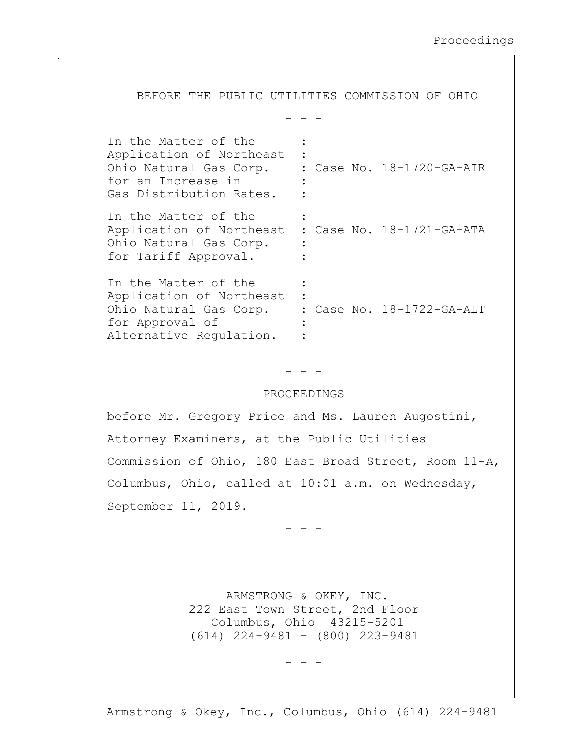BEFORE THE PUBLIC UTILITIES COMMISSION OF OHIO

\- - -

```
In the Matter of the      :
Application of Northeast  :
Ohio Natural Gas Corp.    : Case No. 18-1720-GA-AIR
for an Increase in        :
Gas Distribution Rates.   :

In the Matter of the      :
Application of Northeast  : Case No. 18-1721-GA-ATA
Ohio Natural Gas Corp.    :
for Tariff Approval.      :

In the Matter of the      :
Application of Northeast  :
Ohio Natural Gas Corp.    : Case No. 18-1722-GA-ALT
for Approval of           :
Alternative Regulation.   :
```

\- - -

PROCEEDINGS

before Mr. Gregory Price and Ms. Lauren Augostini, Attorney Examiners, at the Public Utilities Commission of Ohio, 180 East Broad Street, Room 11-A, Columbus, Ohio, called at 10:01 a.m. on Wednesday, September 11, 2019.

\- - -

ARMSTRONG & OKEY, INC.
222 East Town Street, 2nd Floor
Columbus, Ohio 43215-5201
(614) 224-9481 - (800) 223-9481

\- - -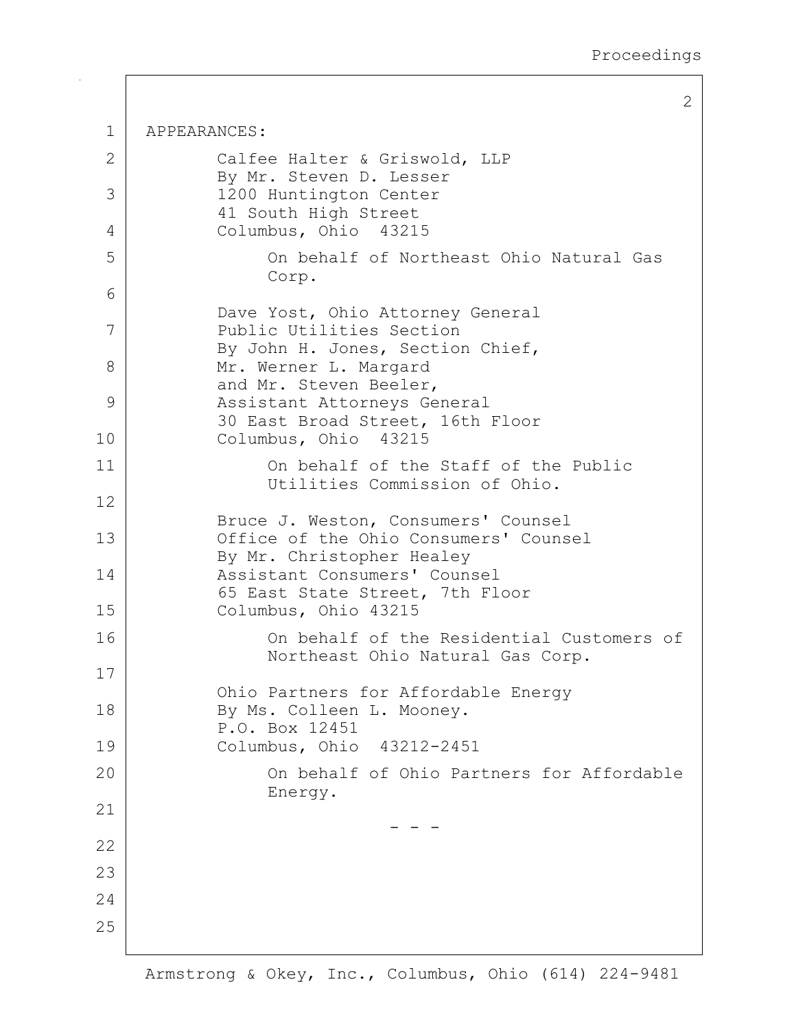APPEARANCES:

Calfee Halter & Griswold, LLP
By Mr. Steven D. Lesser
1200 Huntington Center
41 South High Street
Columbus, Ohio 43215

On behalf of Northeast Ohio Natural Gas Corp.

Dave Yost, Ohio Attorney General
Public Utilities Section
By John H. Jones, Section Chief,
Mr. Werner L. Margard
and Mr. Steven Beeler,
Assistant Attorneys General
30 East Broad Street, 16th Floor
Columbus, Ohio 43215

On behalf of the Staff of the Public Utilities Commission of Ohio.

Bruce J. Weston, Consumers' Counsel
Office of the Ohio Consumers' Counsel
By Mr. Christopher Healey
Assistant Consumers' Counsel
65 East State Street, 7th Floor
Columbus, Ohio 43215

On behalf of the Residential Customers of Northeast Ohio Natural Gas Corp.

Ohio Partners for Affordable Energy
By Ms. Colleen L. Mooney.
P.O. Box 12451
Columbus, Ohio 43212-2451

On behalf of Ohio Partners for Affordable Energy.

\- - -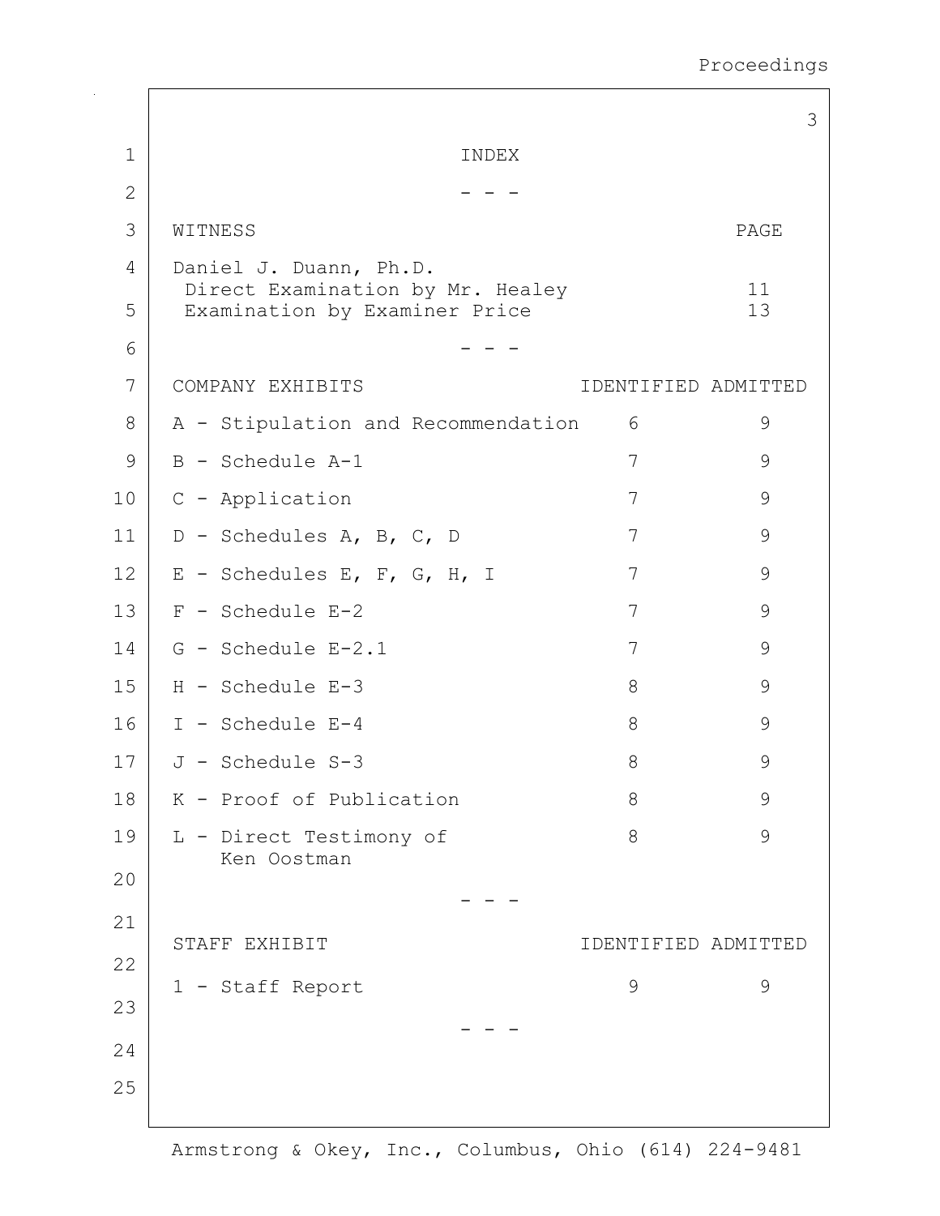# INDEX

- - -

| WITNESS | PAGE |
|---|---|
| Daniel J. Duann, Ph.D. | |
| Direct Examination by Mr. Healey | 11 |
| Examination by Examiner Price | 13 |

- - -

| COMPANY EXHIBITS | IDENTIFIED | ADMITTED |
|---|---|---|
| A - Stipulation and Recommendation | 6 | 9 |
| B - Schedule A-1 | 7 | 9 |
| C - Application | 7 | 9 |
| D - Schedules A, B, C, D | 7 | 9 |
| E - Schedules E, F, G, H, I | 7 | 9 |
| F - Schedule E-2 | 7 | 9 |
| G - Schedule E-2.1 | 7 | 9 |
| H - Schedule E-3 | 8 | 9 |
| I - Schedule E-4 | 8 | 9 |
| J - Schedule S-3 | 8 | 9 |
| K - Proof of Publication | 8 | 9 |
| L - Direct Testimony of Ken Oostman | 8 | 9 |

- - -

| STAFF EXHIBIT | IDENTIFIED | ADMITTED |
|---|---|---|
| 1 - Staff Report | 9 | 9 |

- - -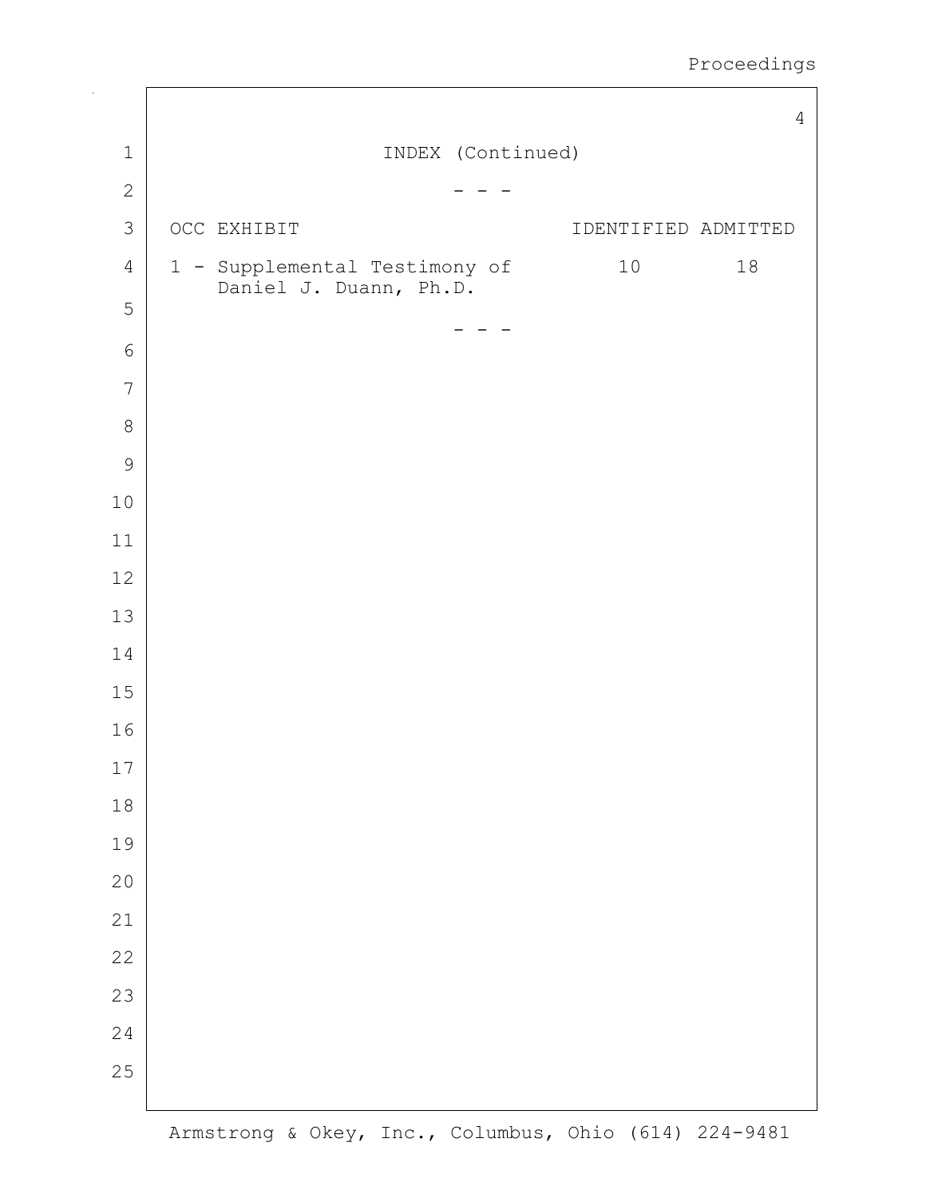INDEX (Continued)

\- - -

| OCC EXHIBIT | IDENTIFIED | ADMITTED |
| --- | --- | --- |
| 1 - Supplemental Testimony of Daniel J. Duann, Ph.D. | 10 | 18 |

\- - -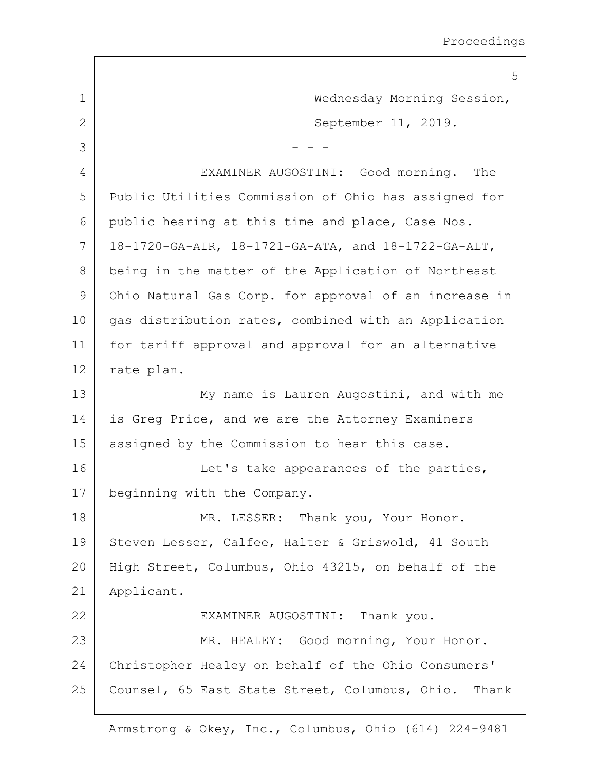Wednesday Morning Session,
September 11, 2019.

- - -

EXAMINER AUGOSTINI: Good morning. The Public Utilities Commission of Ohio has assigned for public hearing at this time and place, Case Nos. 18-1720-GA-AIR, 18-1721-GA-ATA, and 18-1722-GA-ALT, being in the matter of the Application of Northeast Ohio Natural Gas Corp. for approval of an increase in gas distribution rates, combined with an Application for tariff approval and approval for an alternative rate plan.

My name is Lauren Augostini, and with me is Greg Price, and we are the Attorney Examiners assigned by the Commission to hear this case.

Let's take appearances of the parties, beginning with the Company.

MR. LESSER: Thank you, Your Honor. Steven Lesser, Calfee, Halter & Griswold, 41 South High Street, Columbus, Ohio 43215, on behalf of the Applicant.

EXAMINER AUGOSTINI: Thank you.

MR. HEALEY: Good morning, Your Honor. Christopher Healey on behalf of the Ohio Consumers' Counsel, 65 East State Street, Columbus, Ohio. Thank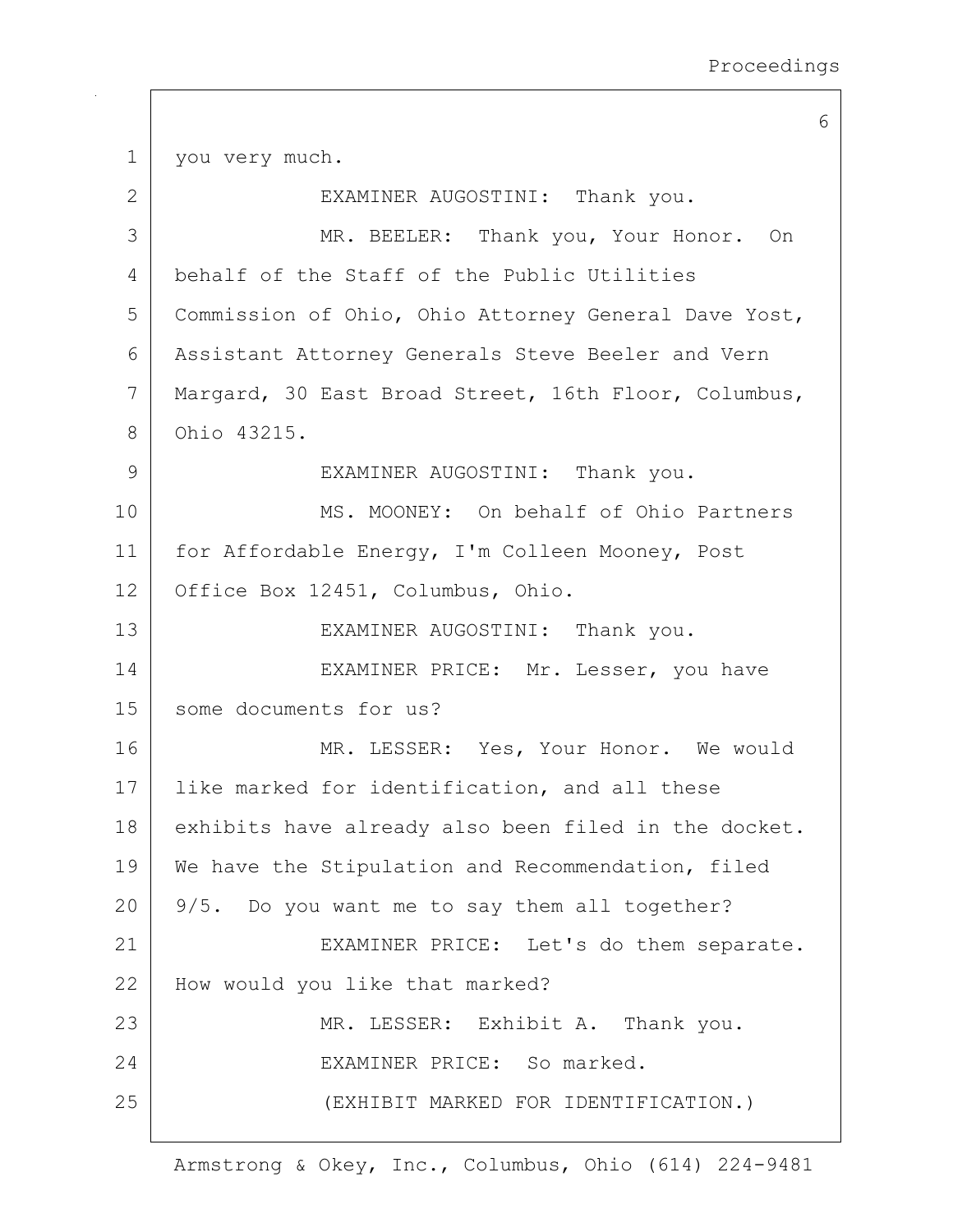you very much.

EXAMINER AUGOSTINI: Thank you.

MR. BEELER: Thank you, Your Honor. On behalf of the Staff of the Public Utilities Commission of Ohio, Ohio Attorney General Dave Yost, Assistant Attorney Generals Steve Beeler and Vern Margard, 30 East Broad Street, 16th Floor, Columbus, Ohio 43215.

EXAMINER AUGOSTINI: Thank you.

MS. MOONEY: On behalf of Ohio Partners for Affordable Energy, I'm Colleen Mooney, Post Office Box 12451, Columbus, Ohio.

EXAMINER AUGOSTINI: Thank you.

EXAMINER PRICE: Mr. Lesser, you have some documents for us?

MR. LESSER: Yes, Your Honor. We would like marked for identification, and all these exhibits have already also been filed in the docket. We have the Stipulation and Recommendation, filed 9/5. Do you want me to say them all together?

EXAMINER PRICE: Let's do them separate. How would you like that marked?

MR. LESSER: Exhibit A. Thank you.

EXAMINER PRICE: So marked.

(EXHIBIT MARKED FOR IDENTIFICATION.)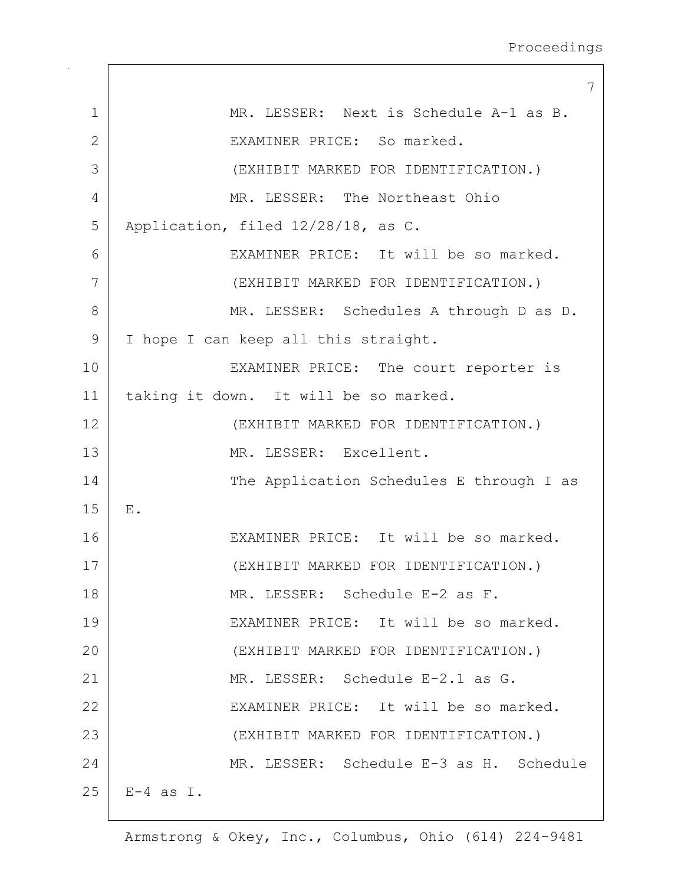MR. LESSER: Next is Schedule A-1 as B.

EXAMINER PRICE: So marked.

(EXHIBIT MARKED FOR IDENTIFICATION.)

MR. LESSER: The Northeast Ohio Application, filed 12/28/18, as C.

EXAMINER PRICE: It will be so marked.

(EXHIBIT MARKED FOR IDENTIFICATION.)

MR. LESSER: Schedules A through D as D. I hope I can keep all this straight.

EXAMINER PRICE: The court reporter is taking it down. It will be so marked.

(EXHIBIT MARKED FOR IDENTIFICATION.)

MR. LESSER: Excellent.

The Application Schedules E through I as E.

EXAMINER PRICE: It will be so marked.

(EXHIBIT MARKED FOR IDENTIFICATION.)

MR. LESSER: Schedule E-2 as F.

EXAMINER PRICE: It will be so marked.

(EXHIBIT MARKED FOR IDENTIFICATION.)

MR. LESSER: Schedule E-2.1 as G.

EXAMINER PRICE: It will be so marked.

(EXHIBIT MARKED FOR IDENTIFICATION.)

MR. LESSER: Schedule E-3 as H. Schedule E-4 as I.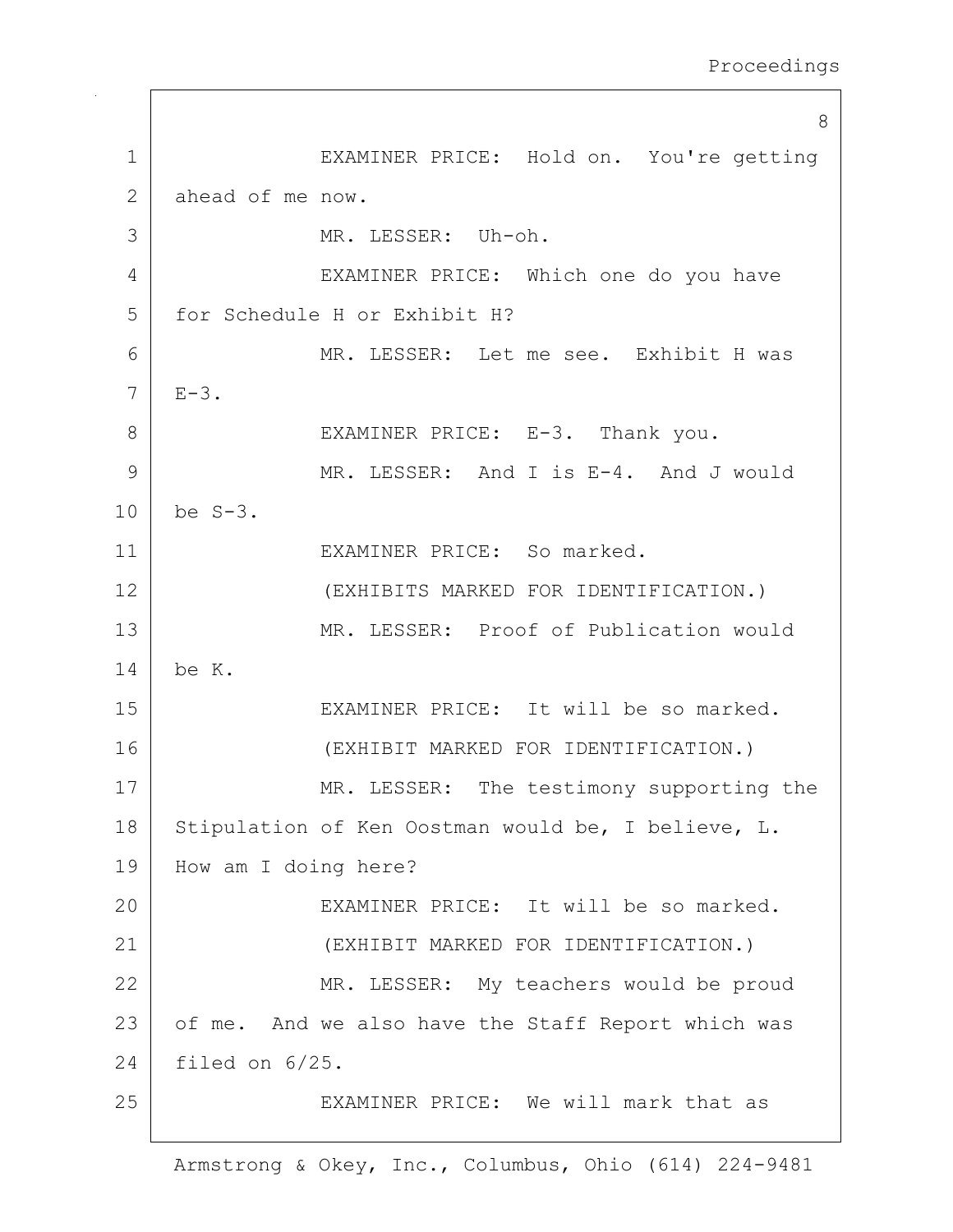EXAMINER PRICE: Hold on. You're getting ahead of me now.

MR. LESSER: Uh-oh.

EXAMINER PRICE: Which one do you have for Schedule H or Exhibit H?

MR. LESSER: Let me see. Exhibit H was E-3.

EXAMINER PRICE: E-3. Thank you.

MR. LESSER: And I is E-4. And J would be S-3.

EXAMINER PRICE: So marked.

(EXHIBITS MARKED FOR IDENTIFICATION.)

MR. LESSER: Proof of Publication would be K.

EXAMINER PRICE: It will be so marked.

(EXHIBIT MARKED FOR IDENTIFICATION.)

MR. LESSER: The testimony supporting the Stipulation of Ken Oostman would be, I believe, L. How am I doing here?

EXAMINER PRICE: It will be so marked.

(EXHIBIT MARKED FOR IDENTIFICATION.)

MR. LESSER: My teachers would be proud of me. And we also have the Staff Report which was filed on 6/25.

EXAMINER PRICE: We will mark that as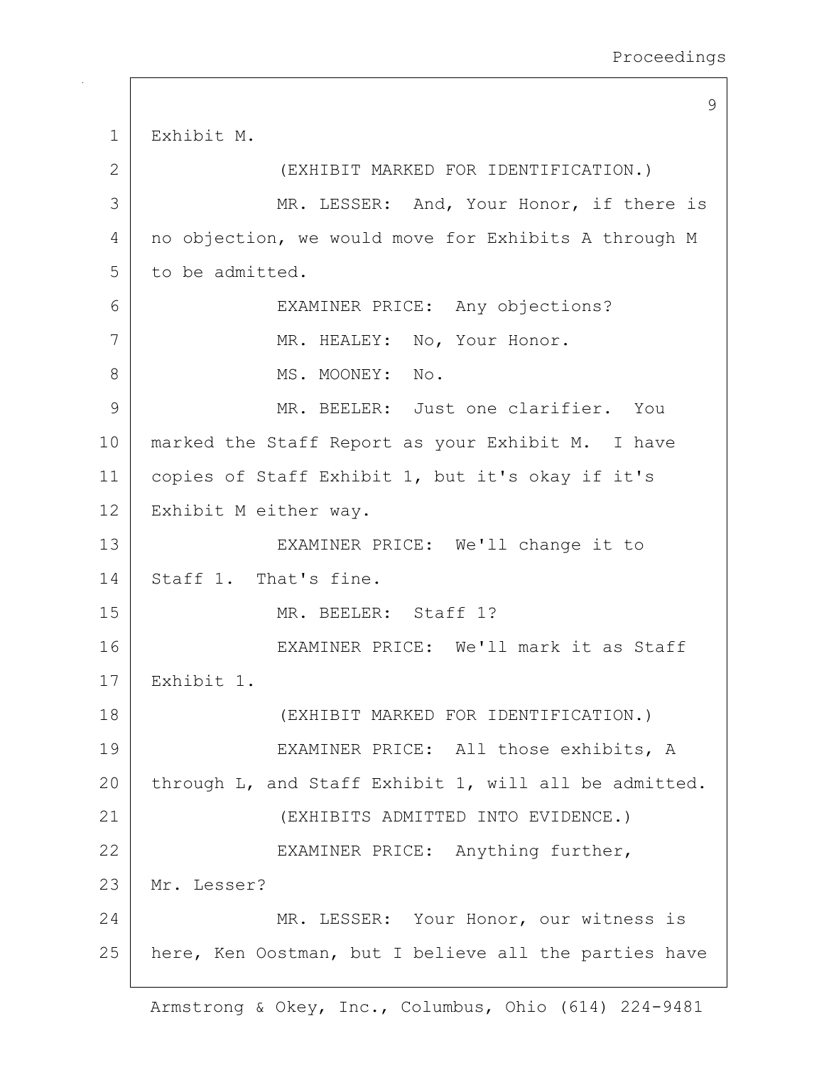Exhibit M.

(EXHIBIT MARKED FOR IDENTIFICATION.)

MR. LESSER: And, Your Honor, if there is no objection, we would move for Exhibits A through M to be admitted.

EXAMINER PRICE: Any objections?

MR. HEALEY: No, Your Honor.

MS. MOONEY: No.

MR. BEELER: Just one clarifier. You marked the Staff Report as your Exhibit M. I have copies of Staff Exhibit 1, but it's okay if it's Exhibit M either way.

EXAMINER PRICE: We'll change it to Staff 1. That's fine.

MR. BEELER: Staff 1?

EXAMINER PRICE: We'll mark it as Staff Exhibit 1.

(EXHIBIT MARKED FOR IDENTIFICATION.)

EXAMINER PRICE: All those exhibits, A through L, and Staff Exhibit 1, will all be admitted.

(EXHIBITS ADMITTED INTO EVIDENCE.)

EXAMINER PRICE: Anything further, Mr. Lesser?

MR. LESSER: Your Honor, our witness is here, Ken Oostman, but I believe all the parties have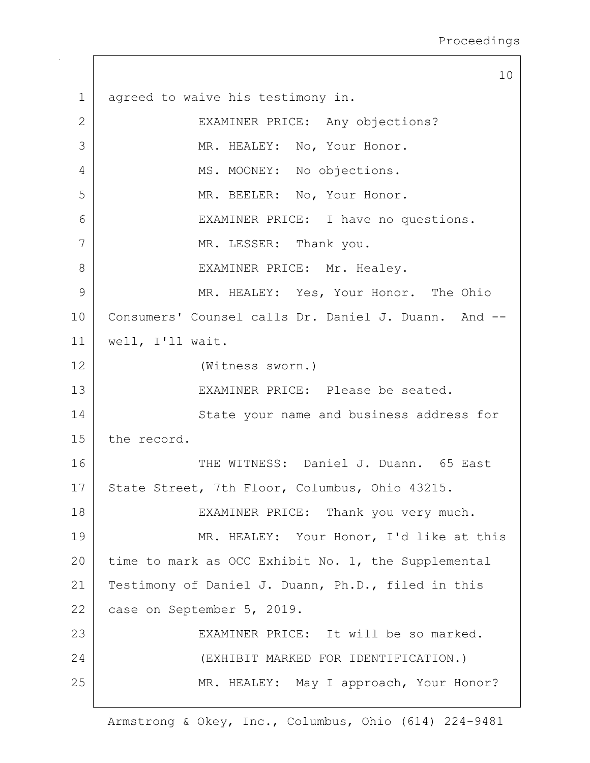agreed to waive his testimony in.

EXAMINER PRICE: Any objections?

MR. HEALEY: No, Your Honor.

MS. MOONEY: No objections.

MR. BEELER: No, Your Honor.

EXAMINER PRICE: I have no questions.

MR. LESSER: Thank you.

EXAMINER PRICE: Mr. Healey.

MR. HEALEY: Yes, Your Honor. The Ohio Consumers' Counsel calls Dr. Daniel J. Duann. And -- well, I'll wait.

(Witness sworn.)

EXAMINER PRICE: Please be seated.

State your name and business address for the record.

THE WITNESS: Daniel J. Duann. 65 East State Street, 7th Floor, Columbus, Ohio 43215.

EXAMINER PRICE: Thank you very much.

MR. HEALEY: Your Honor, I'd like at this time to mark as OCC Exhibit No. 1, the Supplemental Testimony of Daniel J. Duann, Ph.D., filed in this case on September 5, 2019.

EXAMINER PRICE: It will be so marked.

(EXHIBIT MARKED FOR IDENTIFICATION.)

MR. HEALEY: May I approach, Your Honor?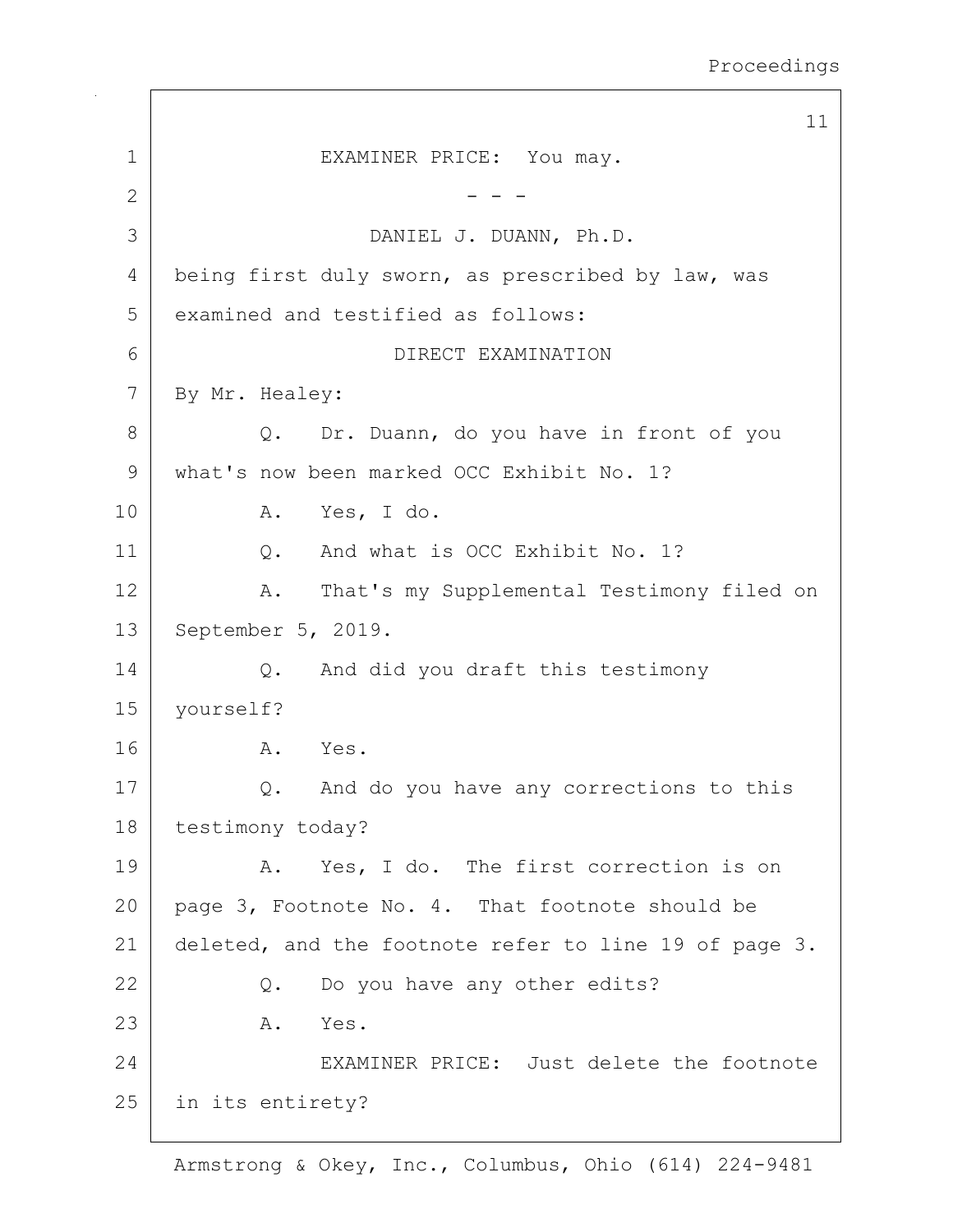EXAMINER PRICE: You may.

- - -

DANIEL J. DUANN, Ph.D.

being first duly sworn, as prescribed by law, was examined and testified as follows:

DIRECT EXAMINATION

By Mr. Healey:

Q. Dr. Duann, do you have in front of you what's now been marked OCC Exhibit No. 1?

A. Yes, I do.

Q. And what is OCC Exhibit No. 1?

A. That's my Supplemental Testimony filed on September 5, 2019.

Q. And did you draft this testimony yourself?

A. Yes.

Q. And do you have any corrections to this testimony today?

A. Yes, I do. The first correction is on page 3, Footnote No. 4. That footnote should be deleted, and the footnote refer to line 19 of page 3.

Q. Do you have any other edits?

A. Yes.

EXAMINER PRICE: Just delete the footnote in its entirety?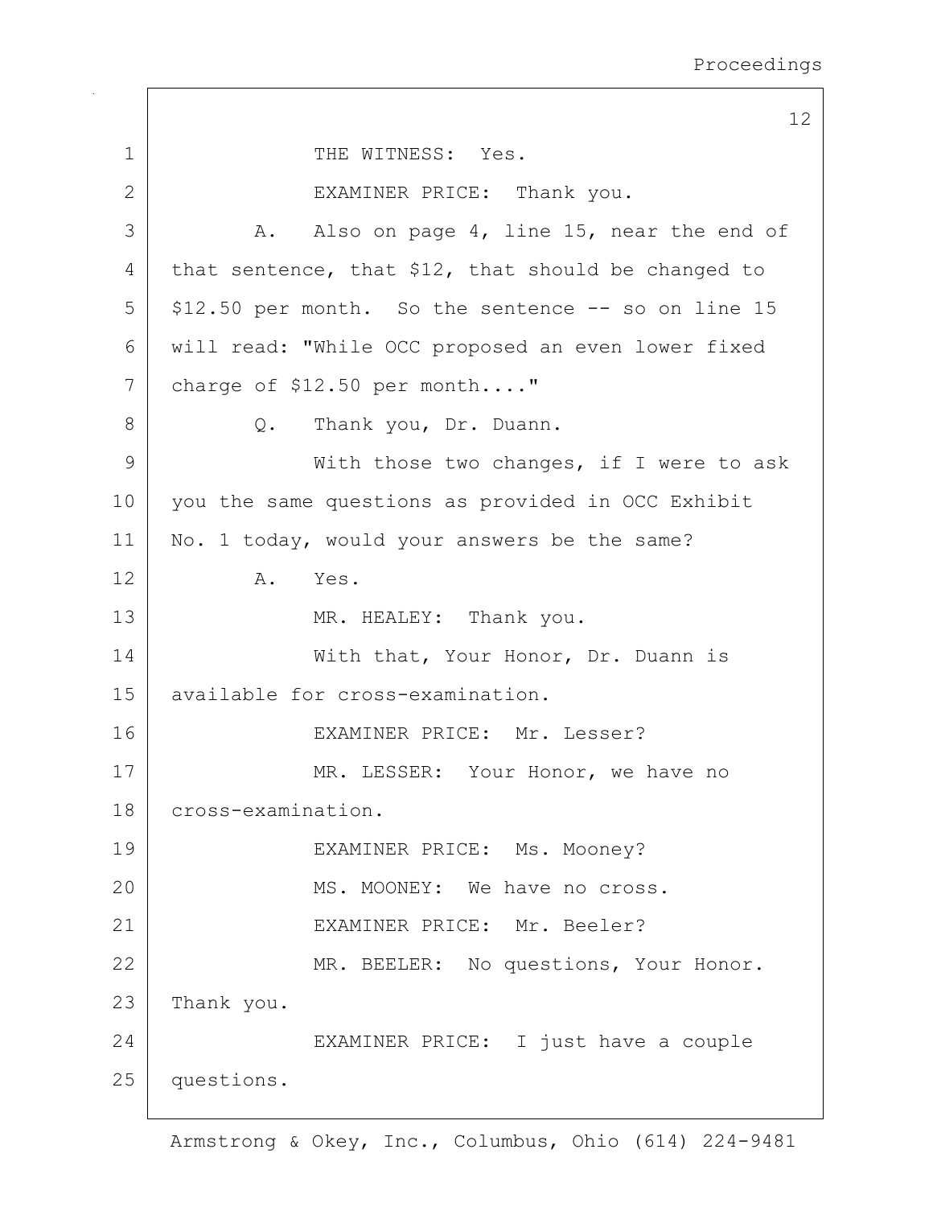THE WITNESS: Yes.

EXAMINER PRICE: Thank you.

A. Also on page 4, line 15, near the end of that sentence, that $12, that should be changed to $12.50 per month. So the sentence -- so on line 15 will read: "While OCC proposed an even lower fixed charge of $12.50 per month...."

Q. Thank you, Dr. Duann.

With those two changes, if I were to ask you the same questions as provided in OCC Exhibit No. 1 today, would your answers be the same?

A. Yes.

MR. HEALEY: Thank you.

With that, Your Honor, Dr. Duann is available for cross-examination.

EXAMINER PRICE: Mr. Lesser?

MR. LESSER: Your Honor, we have no cross-examination.

EXAMINER PRICE: Ms. Mooney?

MS. MOONEY: We have no cross.

EXAMINER PRICE: Mr. Beeler?

MR. BEELER: No questions, Your Honor. Thank you.

EXAMINER PRICE: I just have a couple questions.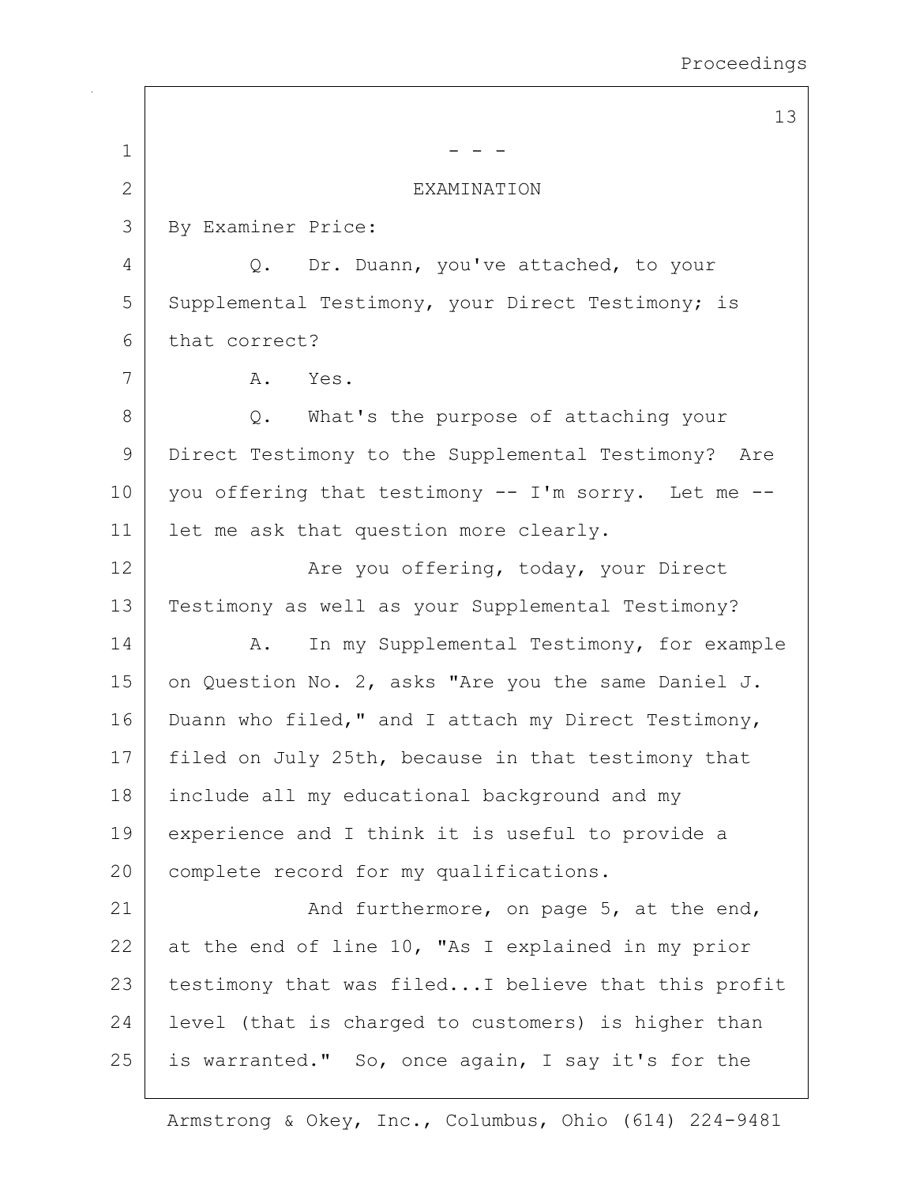- - -

EXAMINATION

By Examiner Price:

Q. Dr. Duann, you've attached, to your Supplemental Testimony, your Direct Testimony; is that correct?

A. Yes.

Q. What's the purpose of attaching your Direct Testimony to the Supplemental Testimony? Are you offering that testimony -- I'm sorry. Let me -- let me ask that question more clearly.

Are you offering, today, your Direct Testimony as well as your Supplemental Testimony?

A. In my Supplemental Testimony, for example on Question No. 2, asks "Are you the same Daniel J. Duann who filed," and I attach my Direct Testimony, filed on July 25th, because in that testimony that include all my educational background and my experience and I think it is useful to provide a complete record for my qualifications.

And furthermore, on page 5, at the end, at the end of line 10, "As I explained in my prior testimony that was filed...I believe that this profit level (that is charged to customers) is higher than is warranted." So, once again, I say it's for the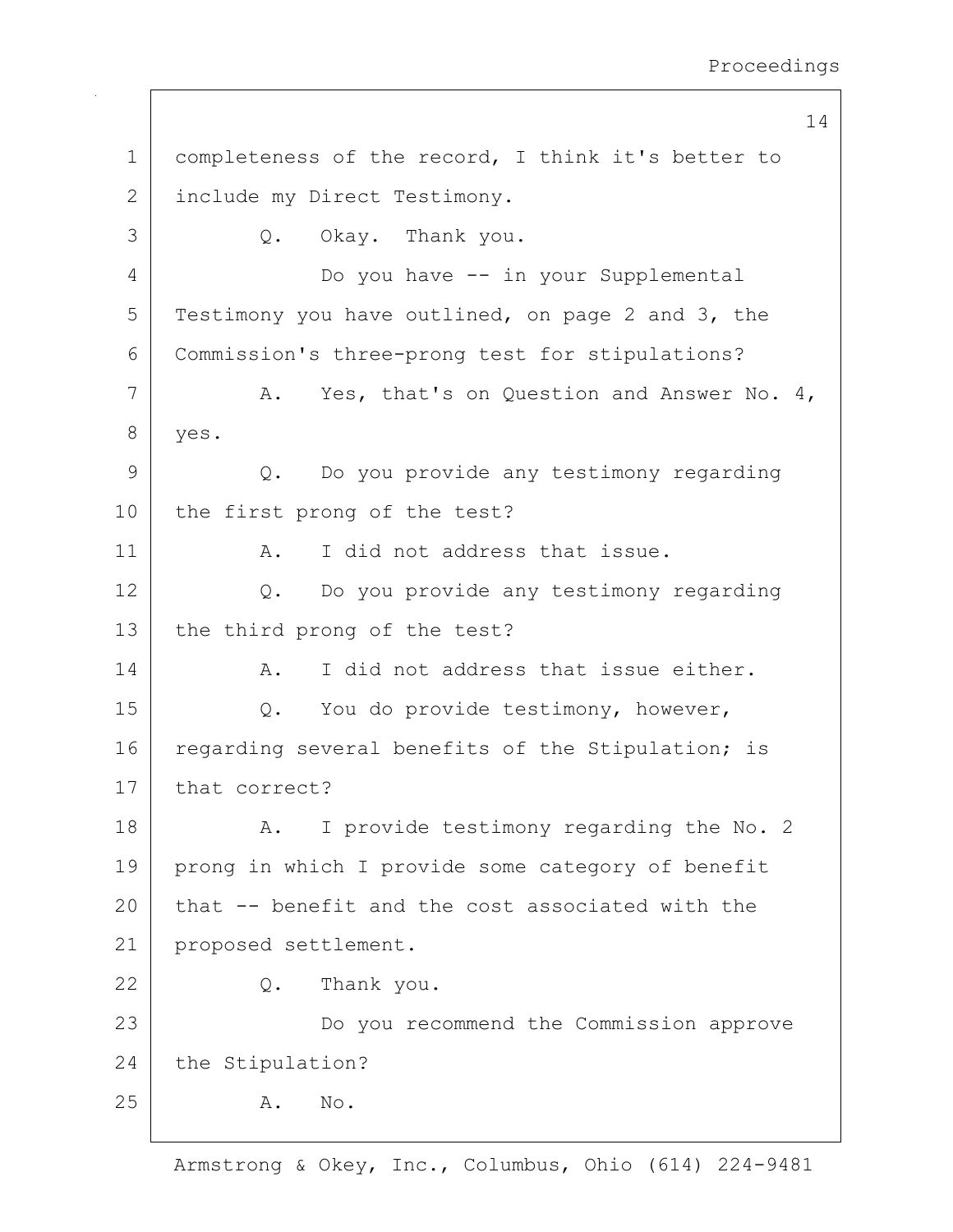completeness of the record, I think it's better to include my Direct Testimony.

Q. Okay. Thank you.

Do you have -- in your Supplemental Testimony you have outlined, on page 2 and 3, the Commission's three-prong test for stipulations?

A. Yes, that's on Question and Answer No. 4, yes.

Q. Do you provide any testimony regarding the first prong of the test?

A. I did not address that issue.

Q. Do you provide any testimony regarding the third prong of the test?

A. I did not address that issue either.

Q. You do provide testimony, however, regarding several benefits of the Stipulation; is that correct?

A. I provide testimony regarding the No. 2 prong in which I provide some category of benefit that -- benefit and the cost associated with the proposed settlement.

Q. Thank you.

Do you recommend the Commission approve the Stipulation?

A. No.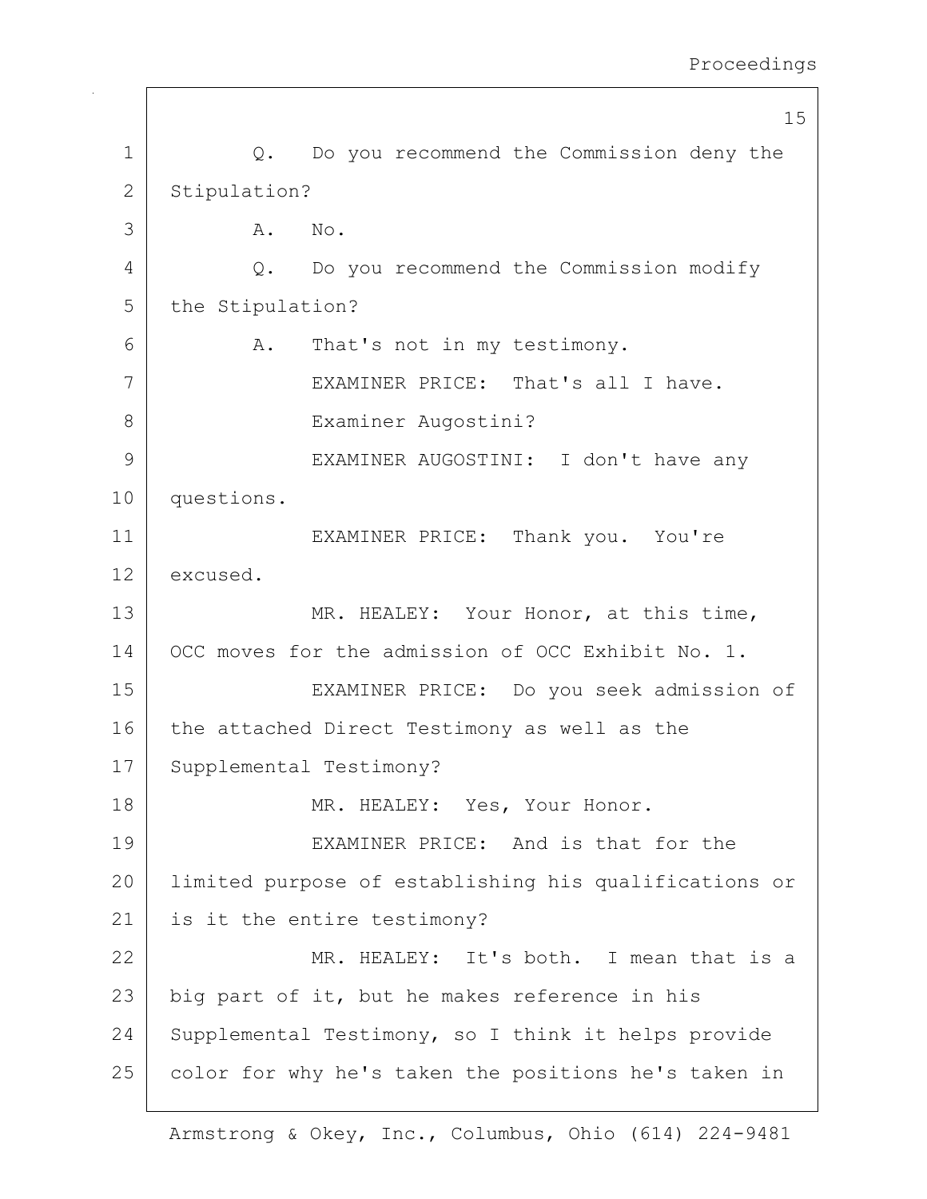Q. Do you recommend the Commission deny the Stipulation?

A. No.

Q. Do you recommend the Commission modify the Stipulation?

A. That's not in my testimony.

EXAMINER PRICE: That's all I have.

Examiner Augostini?

EXAMINER AUGOSTINI: I don't have any questions.

EXAMINER PRICE: Thank you. You're excused.

MR. HEALEY: Your Honor, at this time, OCC moves for the admission of OCC Exhibit No. 1.

EXAMINER PRICE: Do you seek admission of the attached Direct Testimony as well as the Supplemental Testimony?

MR. HEALEY: Yes, Your Honor.

EXAMINER PRICE: And is that for the limited purpose of establishing his qualifications or is it the entire testimony?

MR. HEALEY: It's both. I mean that is a big part of it, but he makes reference in his Supplemental Testimony, so I think it helps provide color for why he's taken the positions he's taken in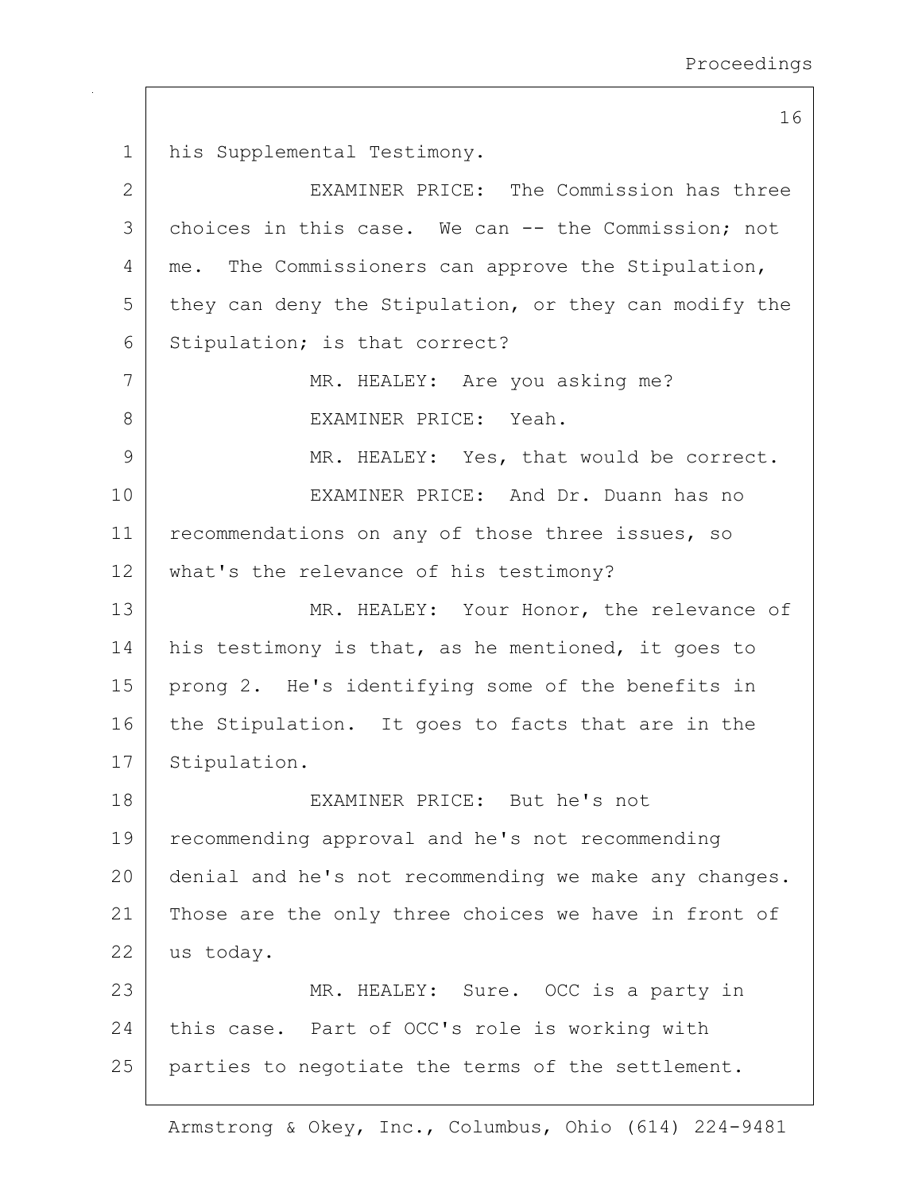his Supplemental Testimony.

EXAMINER PRICE: The Commission has three choices in this case. We can -- the Commission; not me. The Commissioners can approve the Stipulation, they can deny the Stipulation, or they can modify the Stipulation; is that correct?

MR. HEALEY: Are you asking me?

EXAMINER PRICE: Yeah.

MR. HEALEY: Yes, that would be correct.

EXAMINER PRICE: And Dr. Duann has no recommendations on any of those three issues, so what's the relevance of his testimony?

MR. HEALEY: Your Honor, the relevance of his testimony is that, as he mentioned, it goes to prong 2. He's identifying some of the benefits in the Stipulation. It goes to facts that are in the Stipulation.

EXAMINER PRICE: But he's not recommending approval and he's not recommending denial and he's not recommending we make any changes. Those are the only three choices we have in front of us today.

MR. HEALEY: Sure. OCC is a party in this case. Part of OCC's role is working with parties to negotiate the terms of the settlement.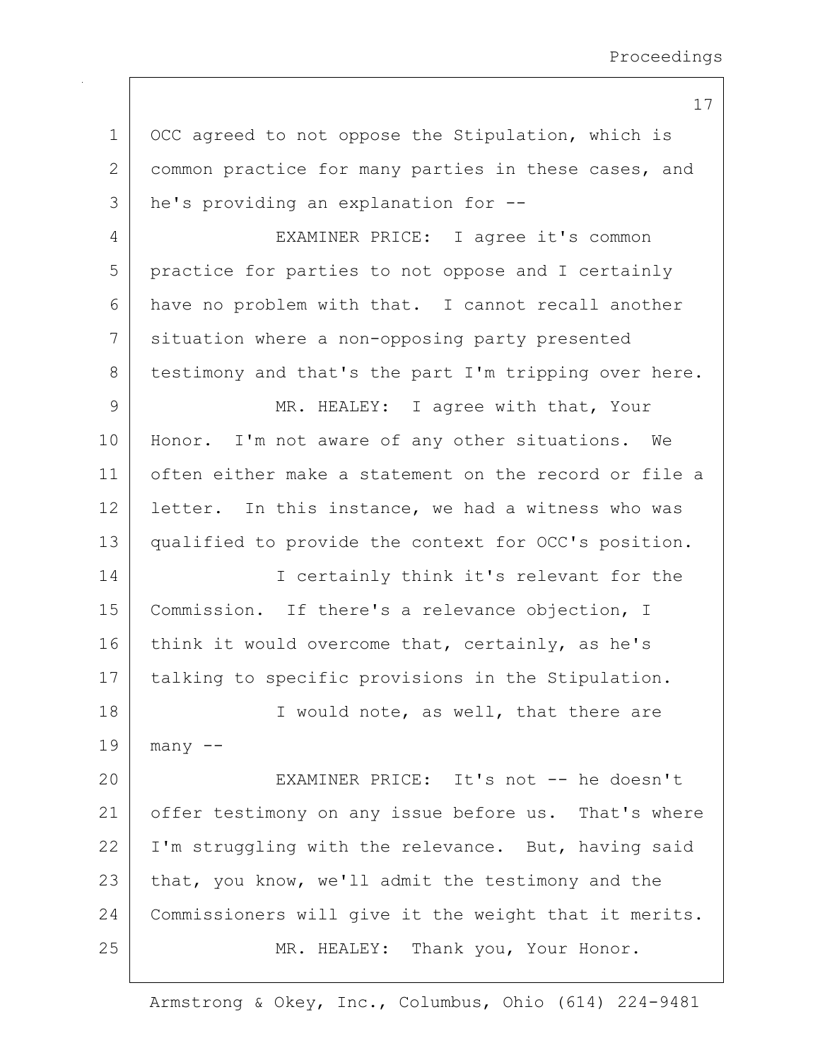OCC agreed to not oppose the Stipulation, which is common practice for many parties in these cases, and he's providing an explanation for --

EXAMINER PRICE: I agree it's common practice for parties to not oppose and I certainly have no problem with that. I cannot recall another situation where a non-opposing party presented testimony and that's the part I'm tripping over here.

MR. HEALEY: I agree with that, Your Honor. I'm not aware of any other situations. We often either make a statement on the record or file a letter. In this instance, we had a witness who was qualified to provide the context for OCC's position.

I certainly think it's relevant for the Commission. If there's a relevance objection, I think it would overcome that, certainly, as he's talking to specific provisions in the Stipulation.

I would note, as well, that there are many --

EXAMINER PRICE: It's not -- he doesn't offer testimony on any issue before us. That's where I'm struggling with the relevance. But, having said that, you know, we'll admit the testimony and the Commissioners will give it the weight that it merits.

MR. HEALEY: Thank you, Your Honor.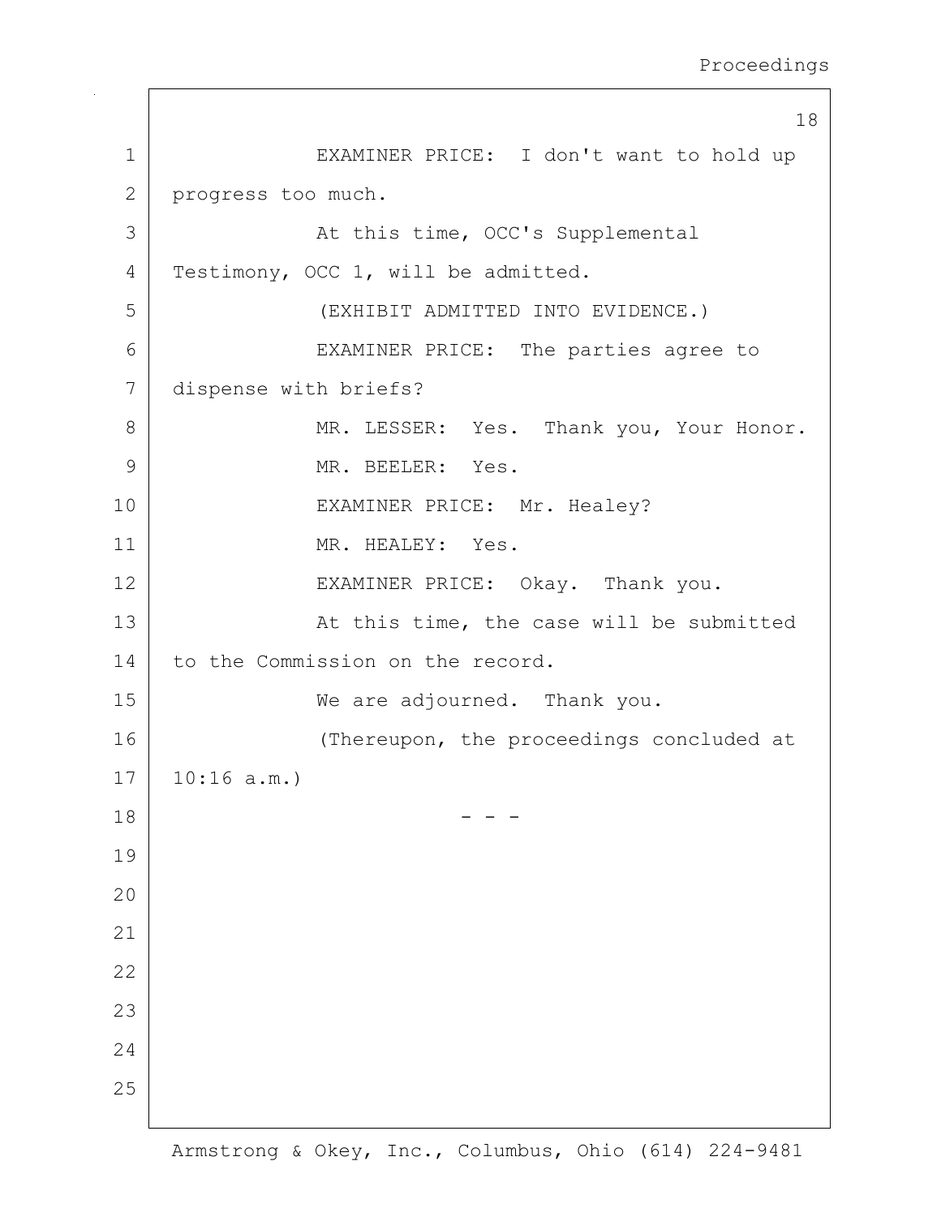EXAMINER PRICE: I don't want to hold up progress too much.

At this time, OCC's Supplemental Testimony, OCC 1, will be admitted.

(EXHIBIT ADMITTED INTO EVIDENCE.)

EXAMINER PRICE: The parties agree to dispense with briefs?

MR. LESSER: Yes. Thank you, Your Honor.

MR. BEELER: Yes.

EXAMINER PRICE: Mr. Healey?

MR. HEALEY: Yes.

EXAMINER PRICE: Okay. Thank you.

At this time, the case will be submitted to the Commission on the record.

We are adjourned. Thank you.

(Thereupon, the proceedings concluded at 10:16 a.m.)

\- - -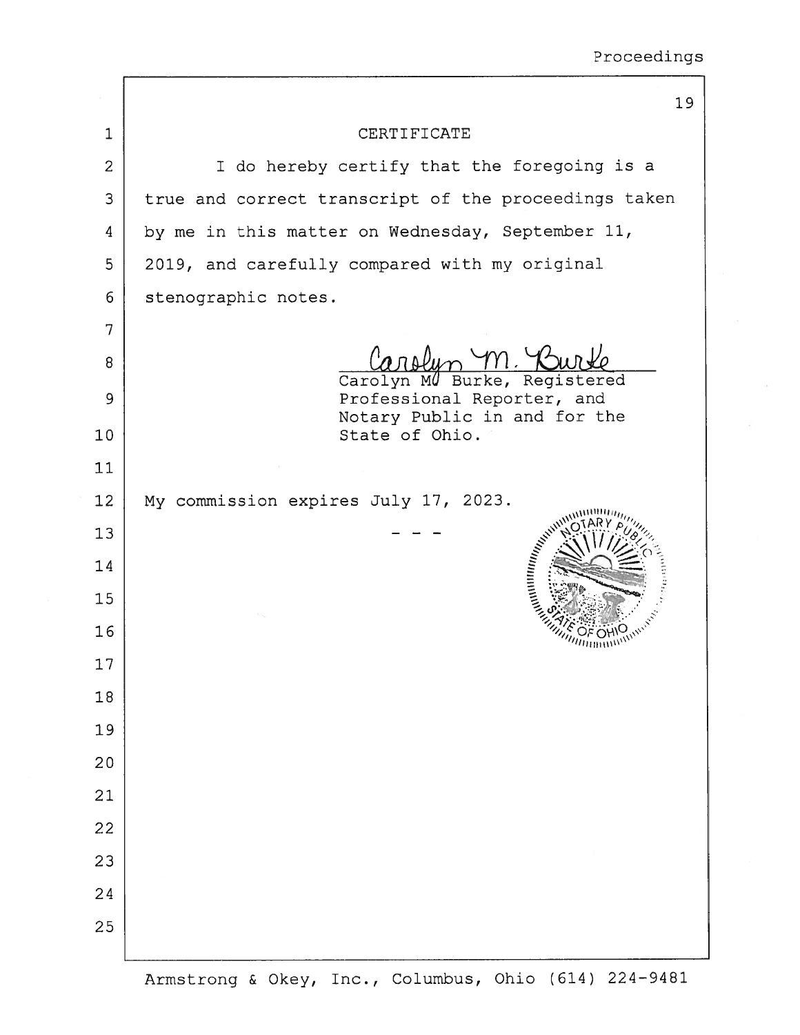# CERTIFICATE

I do hereby certify that the foregoing is a true and correct transcript of the proceedings taken by me in this matter on Wednesday, September 11, 2019, and carefully compared with my original stenographic notes.

Carolyn M. Burke

Carolyn M. Burke, Registered Professional Reporter, and Notary Public in and for the State of Ohio.

My commission expires July 17, 2023.

\- - -

NOTARY PUBLIC STATE OF OHIO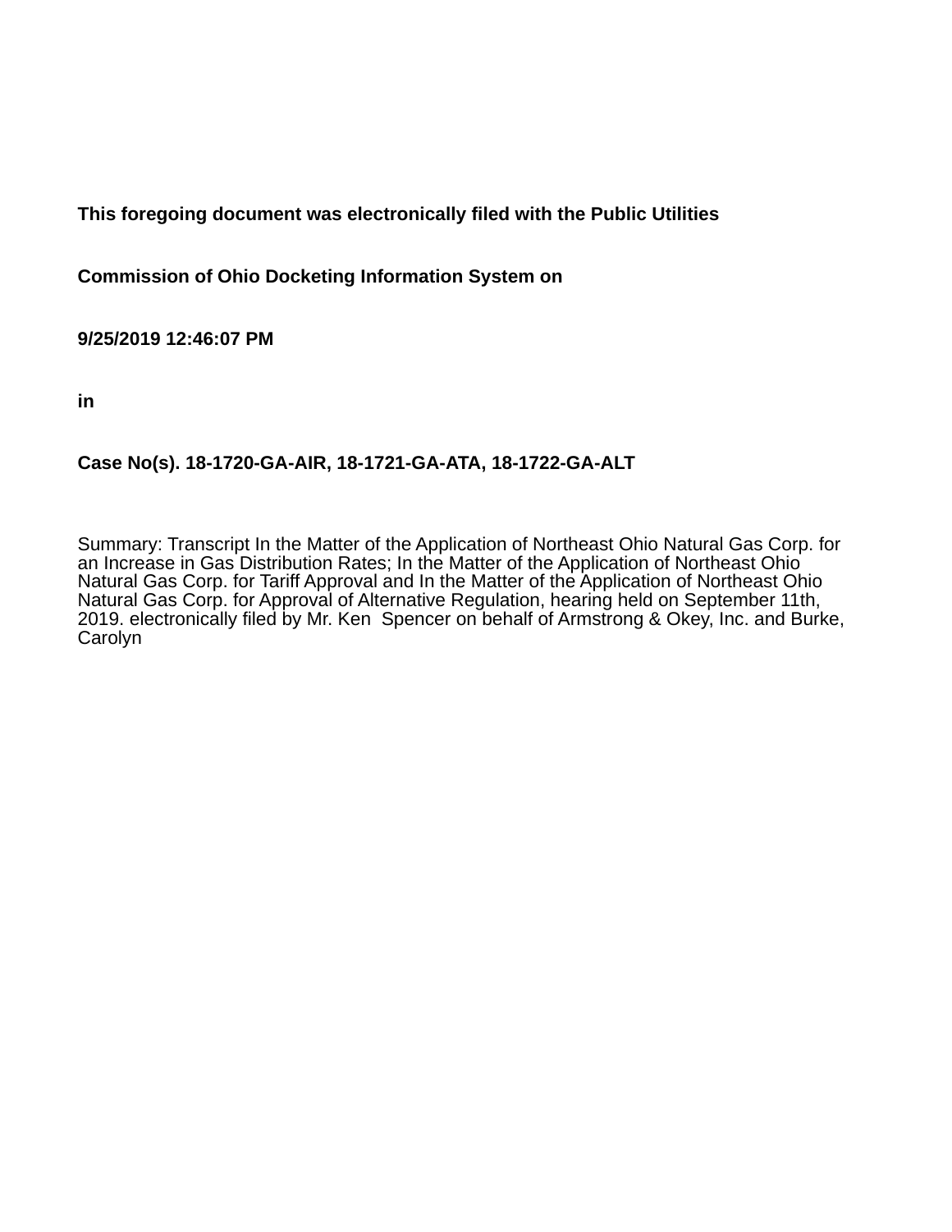**This foregoing document was electronically filed with the Public Utilities**

**Commission of Ohio Docketing Information System on**

**9/25/2019 12:46:07 PM**

**in**

**Case No(s). 18-1720-GA-AIR, 18-1721-GA-ATA, 18-1722-GA-ALT**

Summary: Transcript In the Matter of the Application of Northeast Ohio Natural Gas Corp. for an Increase in Gas Distribution Rates; In the Matter of the Application of Northeast Ohio Natural Gas Corp. for Tariff Approval and In the Matter of the Application of Northeast Ohio Natural Gas Corp. for Approval of Alternative Regulation, hearing held on September 11th, 2019. electronically filed by Mr. Ken Spencer on behalf of Armstrong & Okey, Inc. and Burke, Carolyn